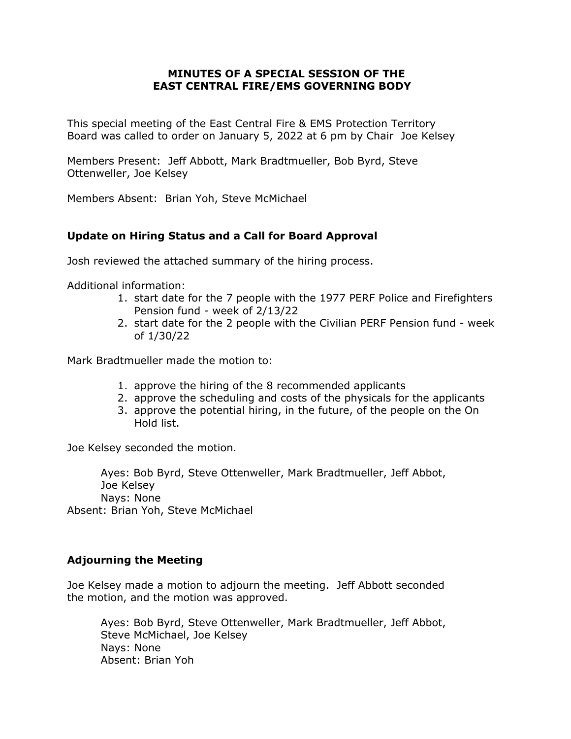# MINUTES OF A SPECIAL SESSION OF THE EAST CENTRAL FIRE/EMS GOVERNING BODY

This special meeting of the East Central Fire & EMS Protection Territory Board was called to order on January 5, 2022 at 6 pm by Chair Joe Kelsey

Members Present: Jeff Abbott, Mark Bradtmueller, Bob Byrd, Steve Ottenweller, Joe Kelsey

Members Absent: Brian Yoh, Steve McMichael

## Update on Hiring Status and a Call for Board Approval

Josh reviewed the attached summary of the hiring process.

Additional information:

1. start date for the 7 people with the 1977 PERF Police and Firefighters Pension fund - week of 2/13/22
2. start date for the 2 people with the Civilian PERF Pension fund - week of 1/30/22

Mark Bradtmueller made the motion to:

1. approve the hiring of the 8 recommended applicants
2. approve the scheduling and costs of the physicals for the applicants
3. approve the potential hiring, in the future, of the people on the On Hold list.

Joe Kelsey seconded the motion.

Ayes: Bob Byrd, Steve Ottenweller, Mark Bradtmueller, Jeff Abbot, Joe Kelsey
Nays: None
Absent: Brian Yoh, Steve McMichael

## Adjourning the Meeting

Joe Kelsey made a motion to adjourn the meeting. Jeff Abbott seconded the motion, and the motion was approved.

Ayes: Bob Byrd, Steve Ottenweller, Mark Bradtmueller, Jeff Abbot, Steve McMichael, Joe Kelsey
Nays: None
Absent: Brian Yoh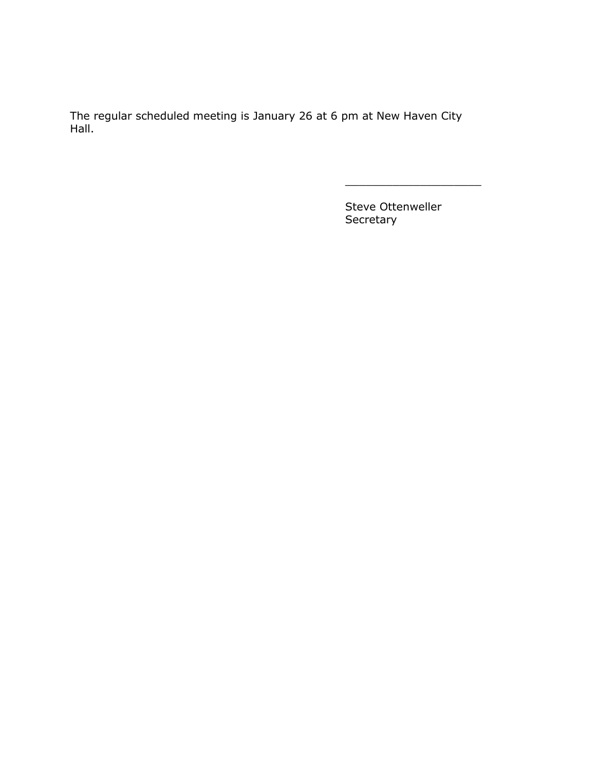The regular scheduled meeting is January 26 at 6 pm at New Haven City Hall.

____________________

Steve Ottenweller
Secretary